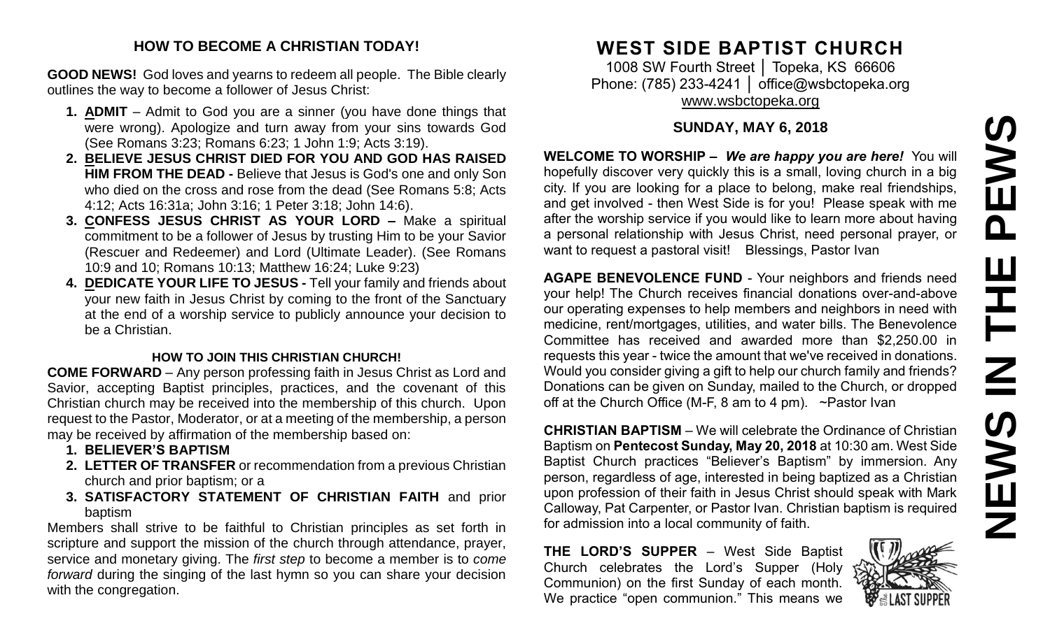## HOW TO BECOME A CHRISTIAN TODAY!

**GOOD NEWS!** God loves and yearns to redeem all people. The Bible clearly outlines the way to become a follower of Jesus Christ:

1. **ADMIT** – Admit to God you are a sinner (you have done things that were wrong). Apologize and turn away from your sins towards God (See Romans 3:23; Romans 6:23; 1 John 1:9; Acts 3:19).
2. **BELIEVE JESUS CHRIST DIED FOR YOU AND GOD HAS RAISED HIM FROM THE DEAD -** Believe that Jesus is God's one and only Son who died on the cross and rose from the dead (See Romans 5:8; Acts 4:12; Acts 16:31a; John 3:16; 1 Peter 3:18; John 14:6).
3. **CONFESS JESUS CHRIST AS YOUR LORD –** Make a spiritual commitment to be a follower of Jesus by trusting Him to be your Savior (Rescuer and Redeemer) and Lord (Ultimate Leader). (See Romans 10:9 and 10; Romans 10:13; Matthew 16:24; Luke 9:23)
4. **DEDICATE YOUR LIFE TO JESUS -** Tell your family and friends about your new faith in Jesus Christ by coming to the front of the Sanctuary at the end of a worship service to publicly announce your decision to be a Christian.

### HOW TO JOIN THIS CHRISTIAN CHURCH!

**COME FORWARD** – Any person professing faith in Jesus Christ as Lord and Savior, accepting Baptist principles, practices, and the covenant of this Christian church may be received into the membership of this church. Upon request to the Pastor, Moderator, or at a meeting of the membership, a person may be received by affirmation of the membership based on:

1. **BELIEVER'S BAPTISM**
2. **LETTER OF TRANSFER** or recommendation from a previous Christian church and prior baptism; or a
3. **SATISFACTORY STATEMENT OF CHRISTIAN FAITH** and prior baptism

Members shall strive to be faithful to Christian principles as set forth in scripture and support the mission of the church through attendance, prayer, service and monetary giving. The *first step* to become a member is to *come forward* during the singing of the last hymn so you can share your decision with the congregation.

# WEST SIDE BAPTIST CHURCH

1008 SW Fourth Street │ Topeka, KS 66606
Phone: (785) 233-4241 │ office@wsbctopeka.org
www.wsbctopeka.org

### SUNDAY, MAY 6, 2018

**WELCOME TO WORSHIP –** ***We are happy you are here!*** You will hopefully discover very quickly this is a small, loving church in a big city. If you are looking for a place to belong, make real friendships, and get involved - then West Side is for you! Please speak with me after the worship service if you would like to learn more about having a personal relationship with Jesus Christ, need personal prayer, or want to request a pastoral visit! Blessings, Pastor Ivan

**AGAPE BENEVOLENCE FUND** - Your neighbors and friends need your help! The Church receives financial donations over-and-above our operating expenses to help members and neighbors in need with medicine, rent/mortgages, utilities, and water bills. The Benevolence Committee has received and awarded more than $2,250.00 in requests this year - twice the amount that we've received in donations. Would you consider giving a gift to help our church family and friends? Donations can be given on Sunday, mailed to the Church, or dropped off at the Church Office (M-F, 8 am to 4 pm). ~Pastor Ivan

**CHRISTIAN BAPTISM** – We will celebrate the Ordinance of Christian Baptism on **Pentecost Sunday, May 20, 2018** at 10:30 am. West Side Baptist Church practices "Believer's Baptism" by immersion. Any person, regardless of age, interested in being baptized as a Christian upon profession of their faith in Jesus Christ should speak with Mark Calloway, Pat Carpenter, or Pastor Ivan. Christian baptism is required for admission into a local community of faith.

**THE LORD'S SUPPER** – West Side Baptist Church celebrates the Lord's Supper (Holy Communion) on the first Sunday of each month. We practice "open communion." This means we

# NEWS IN THE PEWS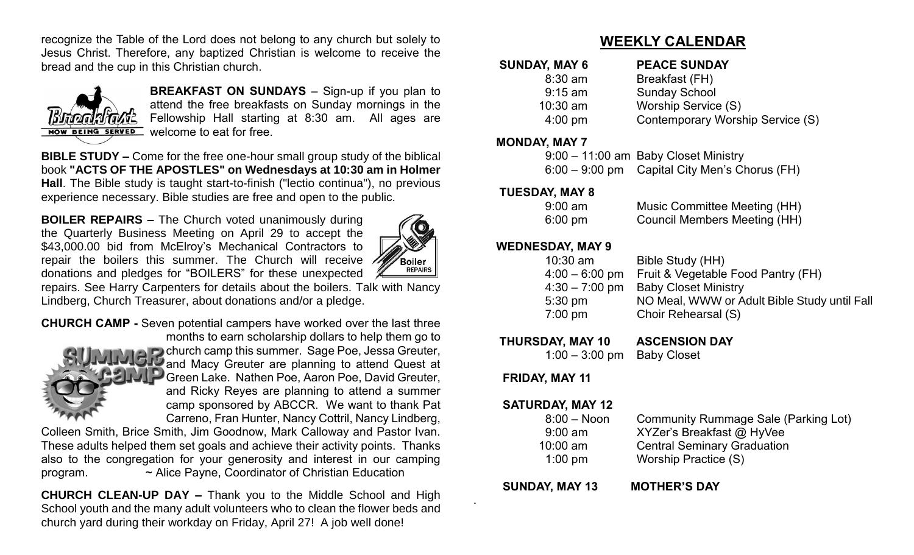recognize the Table of the Lord does not belong to any church but solely to Jesus Christ. Therefore, any baptized Christian is welcome to receive the bread and the cup in this Christian church.

**BREAKFAST ON SUNDAYS** – Sign-up if you plan to attend the free breakfasts on Sunday mornings in the Fellowship Hall starting at 8:30 am. All ages are welcome to eat for free.

**BIBLE STUDY –** Come for the free one-hour small group study of the biblical book **"ACTS OF THE APOSTLES" on Wednesdays at 10:30 am in Holmer Hall**. The Bible study is taught start-to-finish ("lectio continua"), no previous experience necessary. Bible studies are free and open to the public.

**BOILER REPAIRS –** The Church voted unanimously during the Quarterly Business Meeting on April 29 to accept the $43,000.00 bid from McElroy's Mechanical Contractors to repair the boilers this summer. The Church will receive donations and pledges for "BOILERS" for these unexpected repairs. See Harry Carpenters for details about the boilers. Talk with Nancy Lindberg, Church Treasurer, about donations and/or a pledge.

**CHURCH CAMP -** Seven potential campers have worked over the last three months to earn scholarship dollars to help them go to church camp this summer. Sage Poe, Jessa Greuter, and Macy Greuter are planning to attend Quest at Green Lake. Nathen Poe, Aaron Poe, David Greuter, and Ricky Reyes are planning to attend a summer camp sponsored by ABCCR. We want to thank Pat Carreno, Fran Hunter, Nancy Cottril, Nancy Lindberg, Colleen Smith, Brice Smith, Jim Goodnow, Mark Calloway and Pastor Ivan. These adults helped them set goals and achieve their activity points. Thanks also to the congregation for your generosity and interest in our camping program. ~ Alice Payne, Coordinator of Christian Education

**CHURCH CLEAN-UP DAY –** Thank you to the Middle School and High School youth and the many adult volunteers who to clean the flower beds and church yard during their workday on Friday, April 27! A job well done!

## WEEKLY CALENDAR

**SUNDAY, MAY 6** — **PEACE SUNDAY**
- 8:30 am — Breakfast (FH)
- 9:15 am — Sunday School
- 10:30 am — Worship Service (S)
- 4:00 pm — Contemporary Worship Service (S)

**MONDAY, MAY 7**
- 9:00 – 11:00 am — Baby Closet Ministry
- 6:00 – 9:00 pm — Capital City Men's Chorus (FH)

**TUESDAY, MAY 8**
- 9:00 am — Music Committee Meeting (HH)
- 6:00 pm — Council Members Meeting (HH)

**WEDNESDAY, MAY 9**
- 10:30 am — Bible Study (HH)
- 4:00 – 6:00 pm — Fruit & Vegetable Food Pantry (FH)
- 4:30 – 7:00 pm — Baby Closet Ministry
- 5:30 pm — NO Meal, WWW or Adult Bible Study until Fall
- 7:00 pm — Choir Rehearsal (S)

**THURSDAY, MAY 10** — **ASCENSION DAY**
- 1:00 – 3:00 pm — Baby Closet

**FRIDAY, MAY 11**

**SATURDAY, MAY 12**
- 8:00 – Noon — Community Rummage Sale (Parking Lot)
- 9:00 am — XYZer's Breakfast @ HyVee
- 10:00 am — Central Seminary Graduation
- 1:00 pm — Worship Practice (S)

**SUNDAY, MAY 13** — **MOTHER'S DAY**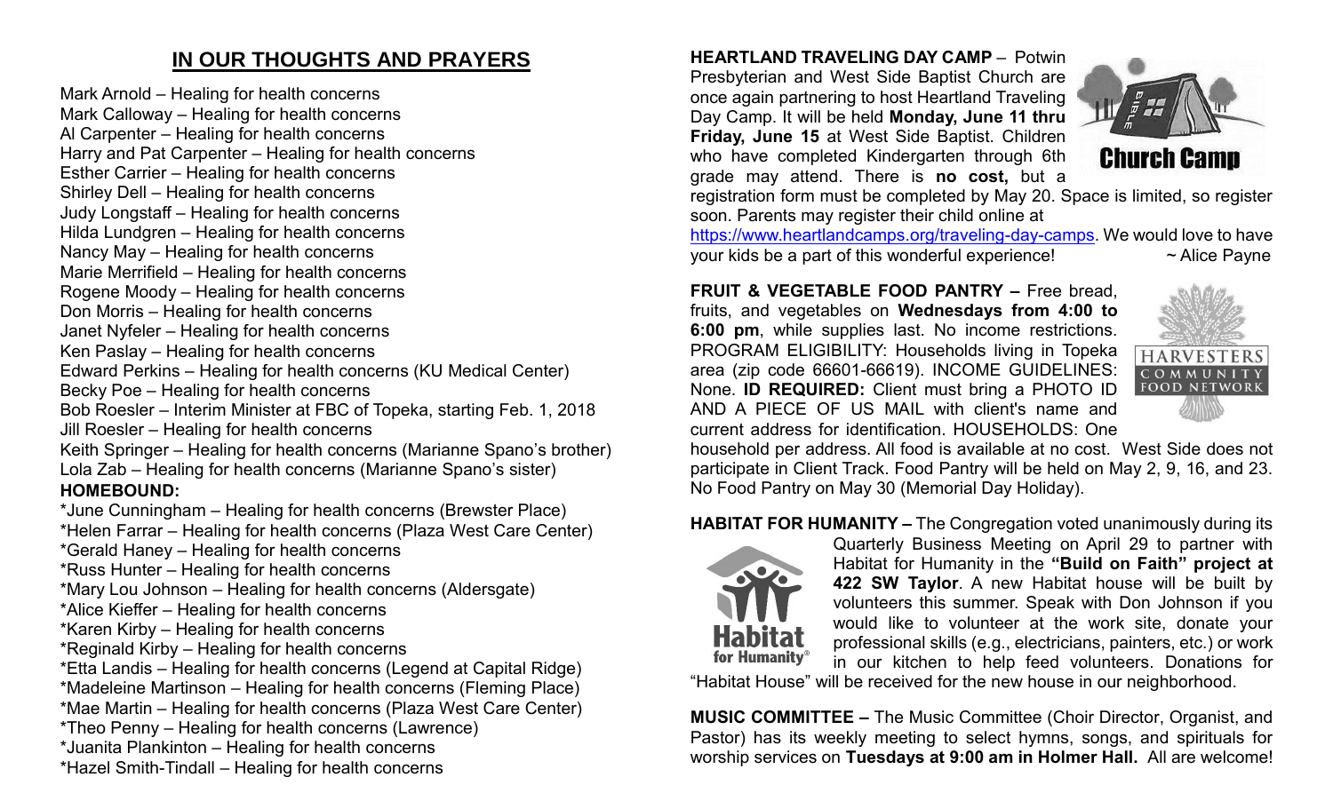## IN OUR THOUGHTS AND PRAYERS

Mark Arnold – Healing for health concerns
Mark Calloway – Healing for health concerns
Al Carpenter – Healing for health concerns
Harry and Pat Carpenter – Healing for health concerns
Esther Carrier – Healing for health concerns
Shirley Dell – Healing for health concerns
Judy Longstaff – Healing for health concerns
Hilda Lundgren – Healing for health concerns
Nancy May – Healing for health concerns
Marie Merrifield – Healing for health concerns
Rogene Moody – Healing for health concerns
Don Morris – Healing for health concerns
Janet Nyfeler – Healing for health concerns
Ken Paslay – Healing for health concerns
Edward Perkins – Healing for health concerns (KU Medical Center)
Becky Poe – Healing for health concerns
Bob Roesler – Interim Minister at FBC of Topeka, starting Feb. 1, 2018
Jill Roesler – Healing for health concerns
Keith Springer – Healing for health concerns (Marianne Spano's brother)
Lola Zab – Healing for health concerns (Marianne Spano's sister)

**HOMEBOUND:**

*June Cunningham – Healing for health concerns (Brewster Place)
*Helen Farrar – Healing for health concerns (Plaza West Care Center)
*Gerald Haney – Healing for health concerns
*Russ Hunter – Healing for health concerns
*Mary Lou Johnson – Healing for health concerns (Aldersgate)
*Alice Kieffer – Healing for health concerns
*Karen Kirby – Healing for health concerns
*Reginald Kirby – Healing for health concerns
*Etta Landis – Healing for health concerns (Legend at Capital Ridge)
*Madeleine Martinson – Healing for health concerns (Fleming Place)
*Mae Martin – Healing for health concerns (Plaza West Care Center)
*Theo Penny – Healing for health concerns (Lawrence)
*Juanita Plankinton – Healing for health concerns
*Hazel Smith-Tindall – Healing for health concerns

**HEARTLAND TRAVELING DAY CAMP** – Potwin Presbyterian and West Side Baptist Church are once again partnering to host Heartland Traveling Day Camp. It will be held **Monday, June 11 thru Friday, June 15** at West Side Baptist. Children who have completed Kindergarten through 6th grade may attend. There is **no cost,** but a registration form must be completed by May 20. Space is limited, so register soon. Parents may register their child online at https://www.heartlandcamps.org/traveling-day-camps. We would love to have your kids be a part of this wonderful experience! ~ Alice Payne

**FRUIT & VEGETABLE FOOD PANTRY –** Free bread, fruits, and vegetables on **Wednesdays from 4:00 to 6:00 pm**, while supplies last. No income restrictions. PROGRAM ELIGIBILITY: Households living in Topeka area (zip code 66601-66619). INCOME GUIDELINES: None. **ID REQUIRED:** Client must bring a PHOTO ID AND A PIECE OF US MAIL with client's name and current address for identification. HOUSEHOLDS: One household per address. All food is available at no cost. West Side does not participate in Client Track. Food Pantry will be held on May 2, 9, 16, and 23. No Food Pantry on May 30 (Memorial Day Holiday).

**HABITAT FOR HUMANITY –** The Congregation voted unanimously during its Quarterly Business Meeting on April 29 to partner with Habitat for Humanity in the **"Build on Faith" project at 422 SW Taylor**. A new Habitat house will be built by volunteers this summer. Speak with Don Johnson if you would like to volunteer at the work site, donate your professional skills (e.g., electricians, painters, etc.) or work in our kitchen to help feed volunteers. Donations for "Habitat House" will be received for the new house in our neighborhood.

**MUSIC COMMITTEE –** The Music Committee (Choir Director, Organist, and Pastor) has its weekly meeting to select hymns, songs, and spirituals for worship services on **Tuesdays at 9:00 am in Holmer Hall.** All are welcome!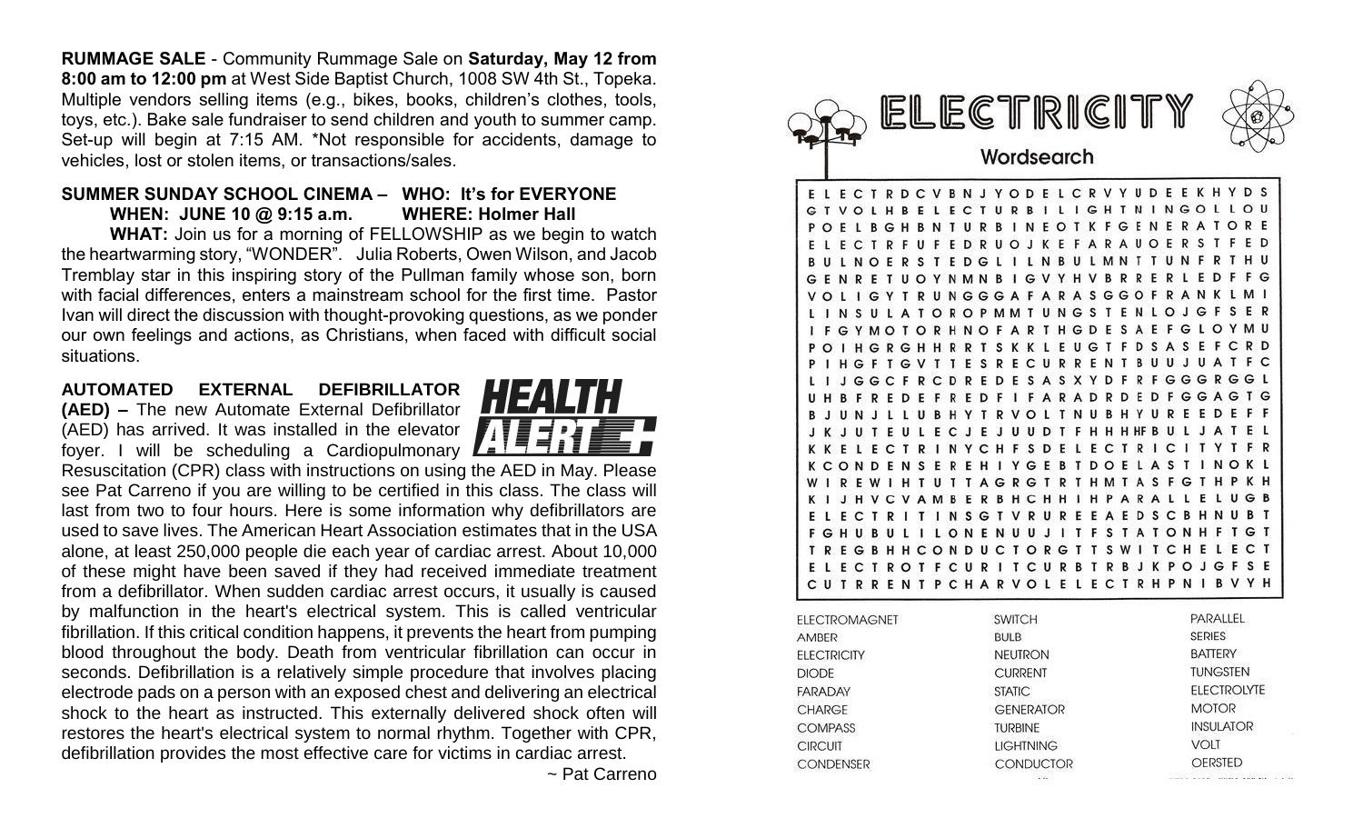**RUMMAGE SALE** - Community Rummage Sale on **Saturday, May 12 from 8:00 am to 12:00 pm** at West Side Baptist Church, 1008 SW 4th St., Topeka. Multiple vendors selling items (e.g., bikes, books, children's clothes, tools, toys, etc.). Bake sale fundraiser to send children and youth to summer camp. Set-up will begin at 7:15 AM. *Not responsible for accidents, damage to vehicles, lost or stolen items, or transactions/sales.

**SUMMER SUNDAY SCHOOL CINEMA – WHO: It's for EVERYONE**
**WHEN: JUNE 10 @ 9:15 a.m. WHERE: Holmer Hall**

**WHAT:** Join us for a morning of FELLOWSHIP as we begin to watch the heartwarming story, "WONDER". Julia Roberts, Owen Wilson, and Jacob Tremblay star in this inspiring story of the Pullman family whose son, born with facial differences, enters a mainstream school for the first time. Pastor Ivan will direct the discussion with thought-provoking questions, as we ponder our own feelings and actions, as Christians, when faced with difficult social situations.

**HEALTH ALERT**

**AUTOMATED EXTERNAL DEFIBRILLATOR (AED) –** The new Automate External Defibrillator (AED) has arrived. It was installed in the elevator foyer. I will be scheduling a Cardiopulmonary Resuscitation (CPR) class with instructions on using the AED in May. Please see Pat Carreno if you are willing to be certified in this class. The class will last from two to four hours. Here is some information why defibrillators are used to save lives. The American Heart Association estimates that in the USA alone, at least 250,000 people die each year of cardiac arrest. About 10,000 of these might have been saved if they had received immediate treatment from a defibrillator. When sudden cardiac arrest occurs, it usually is caused by malfunction in the heart's electrical system. This is called ventricular fibrillation. If this critical condition happens, it prevents the heart from pumping blood throughout the body. Death from ventricular fibrillation can occur in seconds. Defibrillation is a relatively simple procedure that involves placing electrode pads on a person with an exposed chest and delivering an electrical shock to the heart as instructed. This externally delivered shock often will restores the heart's electrical system to normal rhythm. Together with CPR, defibrillation provides the most effective care for victims in cardiac arrest.

~ Pat Carreno

# ELECTRICITY

## Wordsearch

```
E L E C T R D C V B N J Y O D E L C R V Y U D E E K H Y D S
G T V O L H B E L E C T U R B I L I G H T N I N G O L L O U
P O E L B G H B N T U R B I N E O T K F G E N E R A T O R E
E L E C T R F U F E D R U O J K E F A R A U O E R S T F E D
B U L N O E R S T E D G L I L N B U L M N T T U N F R T H U
G E N R E T U O Y N M N B I G V Y H V B R R E R L E D F F G
V O L I G Y T R U N G G G A F A R A S G G O F R A N K L M I
L I N S U L A T O R O P M M T U N G S T E N L O J G F S E R
I F G Y M O T O R H N O F A R T H G D E S A E F G L O Y M U
P O I H G R G H H R R T S K K L E U G T F D S A S E F C R D
P I H G F T G V T T E S R E C U R R E N T B U U J U A T F C
L I J G G C F R C D R E D E S A S X Y D F R F G G G R G G L
U H B F R E D E F R E D F I F A R A D R D E D F G G A G T G
B J U N J L L U B H Y T R V O L T N U B H Y U R E E D E F F
J K J U T E U L E C J E J U U D T F H H H H F B U L J A T E L
K K E L E C T R I N Y C H F S D E L E C T R I C I T Y T F R
K C O N D E N S E R E H I Y G E B T D O E L A S T I N O K L
W I R E W I H T U T T A G R G T R T H M T A S F G T H P K H
K I J H V C V A M B E R B H C H H I H P A R A L L E L U G B
E L E C T R I T I N S G T V R U R E E A E D S C B H N U B T
F G H U B U L I L O N E N U U J I T F S T A T O N H F T G T
T R E G B H H C O N D U C T O R G T T S W I T C H E L E C T
E L E C T R O T F C U R I T C U R B T R B J K P O J G F S E
C U T R R E N T P C H A R V O L E L E C T R H P N I B V Y H
```

| | | |
|---|---|---|
| ELECTROMAGNET | SWITCH | PARALLEL |
| AMBER | BULB | SERIES |
| ELECTRICITY | NEUTRON | BATTERY |
| DIODE | CURRENT | TUNGSTEN |
| FARADAY | STATIC | ELECTROLYTE |
| CHARGE | GENERATOR | MOTOR |
| COMPASS | TURBINE | INSULATOR |
| CIRCUIT | LIGHTNING | VOLT |
| CONDENSER | CONDUCTOR | OERSTED |